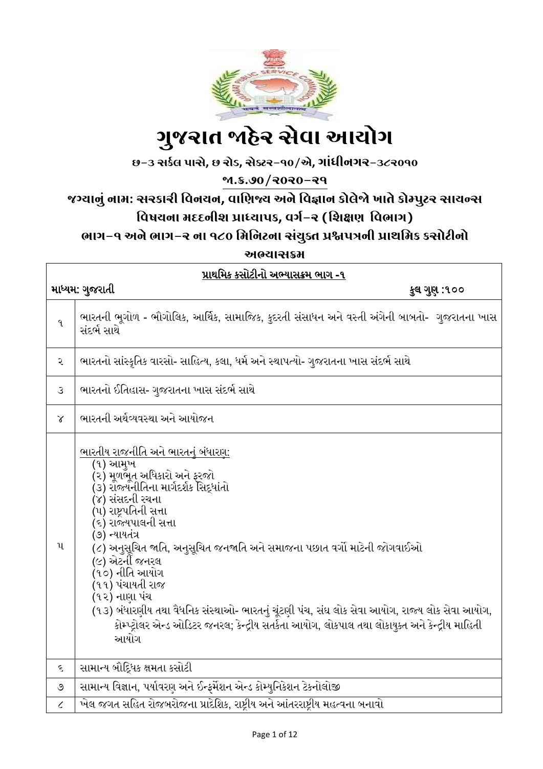# ગુજરાત જાહેર સેવા આયોગ

**છ-૩ સર્કલ પાસે, છ રોડ, સેક્ટર-૧૦/એ, ગાંધીનગર-૩૮૨૦૧૦**

**જા.ક્ર.૭૦/૨૦૨૦-૨૧**

**જગ્યાનું નામ: સરકારી વિનયન, વાણિજ્ય અને વિજ્ઞાન કોલેજો ખાતે કોમ્પુટર સાયન્સ વિષયના મદદનીશ પ્રાધ્યાપક, વર્ગ-૨ (શિક્ષણ વિભાગ)**

**ભાગ-૧ અને ભાગ-૨ ના ૧૮૦ મિનિટના સંયુક્ત પ્રશ્નપત્રની પ્રાથમિક કસોટીનો અભ્યાસક્રમ**

| **પ્રાથમિક કસોટીનો અભ્યાસક્રમ ભાગ -૧** | |
|---|---|
| **માધ્યમ: ગુજરાતી** | **કુલ ગુણ :૧૦૦** |
| ૧ | ભારતની ભૂગોળ - ભૌગોલિક, આર્થિક, સામાજિક, કુદરતી સંસાધન અને વસ્તી અંગેની બાબતો- ગુજરાતના ખાસ સંદર્ભ સાથે |
| ૨ | ભારતનો સાંસ્કૃતિક વારસો- સાહિત્ય, કલા, ધર્મ અને સ્થાપત્યો- ગુજરાતના ખાસ સંદર્ભ સાથે |
| ૩ | ભારતનો ઈતિહાસ- ગુજરાતના ખાસ સંદર્ભ સાથે |
| ૪ | ભારતની અર્થવ્યવસ્થા અને આયોજન |
| ૫ | <u>ભારતીય રાજનીતિ અને ભારતનું બંધારણ:</u><br>(૧) આમુખ<br>(૨) મૂળભૂત અધિકારો અને ફરજો<br>(૩) રાજ્યનીતિના માર્ગદર્શક સિદ્ધાંતો<br>(૪) સંસદની રચના<br>(૫) રાષ્ટ્રપતિની સત્તા<br>(૬) રાજ્યપાલની સત્તા<br>(૭) ન્યાયતંત્ર<br>(૮) અનુસૂચિત જાતિ, અનુસૂચિત જનજાતિ અને સમાજના પછાત વર્ગો માટેની જોગવાઈઓ<br>(૯) એટર્ની જનરલ<br>(૧૦) નીતિ આયોગ<br>(૧૧) પંચાયતી રાજ<br>(૧૨) નાણા પંચ<br>(૧૩) બંધારણીય તથા વૈધનિક સંસ્થાઓ- ભારતનું ચૂંટણી પંચ, સંઘ લોક સેવા આયોગ, રાજ્ય લોક સેવા આયોગ, કોમ્પ્ટ્રોલર એન્ડ ઓડિટર જનરલ; કેન્દ્રીય સતર્કતા આયોગ, લોકપાલ તથા લોકાયુક્ત અને કેન્દ્રીય માહિતી આયોગ |
| ૬ | સામાન્ય બૌદ્ધિક ક્ષમતા કસોટી |
| ૭ | સામાન્ય વિજ્ઞાન, પર્યાવરણ અને ઈન્ફર્મેશન એન્ડ કોમ્યુનિકેશન ટેકનોલોજી |
| ૮ | ખેલ જગત સહિત રોજબરોજના પ્રાદેશિક, રાષ્ટ્રીય અને આંતરરાષ્ટ્રીય મહત્વના બનાવો |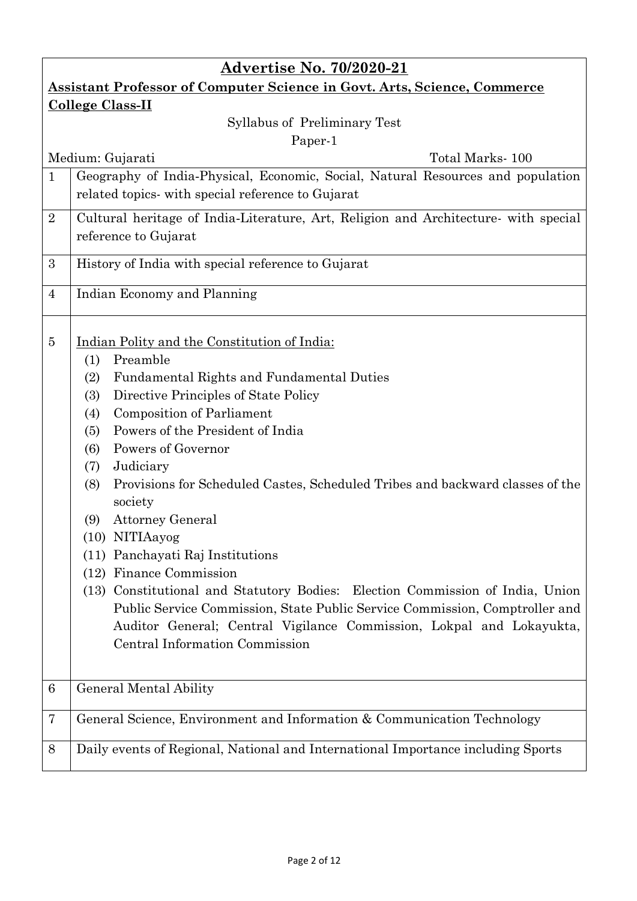## Advertise No. 70/2020-21

**Assistant Professor of Computer Science in Govt. Arts, Science, Commerce College Class-II**

Syllabus of Preliminary Test

Paper-1

Medium: Gujarati | Total Marks- 100

| | |
|---|---|
| 1 | Geography of India-Physical, Economic, Social, Natural Resources and population related topics- with special reference to Gujarat |
| 2 | Cultural heritage of India-Literature, Art, Religion and Architecture- with special reference to Gujarat |
| 3 | History of India with special reference to Gujarat |
| 4 | Indian Economy and Planning |
| 5 | Indian Polity and the Constitution of India:<br>(1) Preamble<br>(2) Fundamental Rights and Fundamental Duties<br>(3) Directive Principles of State Policy<br>(4) Composition of Parliament<br>(5) Powers of the President of India<br>(6) Powers of Governor<br>(7) Judiciary<br>(8) Provisions for Scheduled Castes, Scheduled Tribes and backward classes of the society<br>(9) Attorney General<br>(10) NITIAayog<br>(11) Panchayati Raj Institutions<br>(12) Finance Commission<br>(13) Constitutional and Statutory Bodies: Election Commission of India, Union Public Service Commission, State Public Service Commission, Comptroller and Auditor General; Central Vigilance Commission, Lokpal and Lokayukta, Central Information Commission |
| 6 | General Mental Ability |
| 7 | General Science, Environment and Information & Communication Technology |
| 8 | Daily events of Regional, National and International Importance including Sports |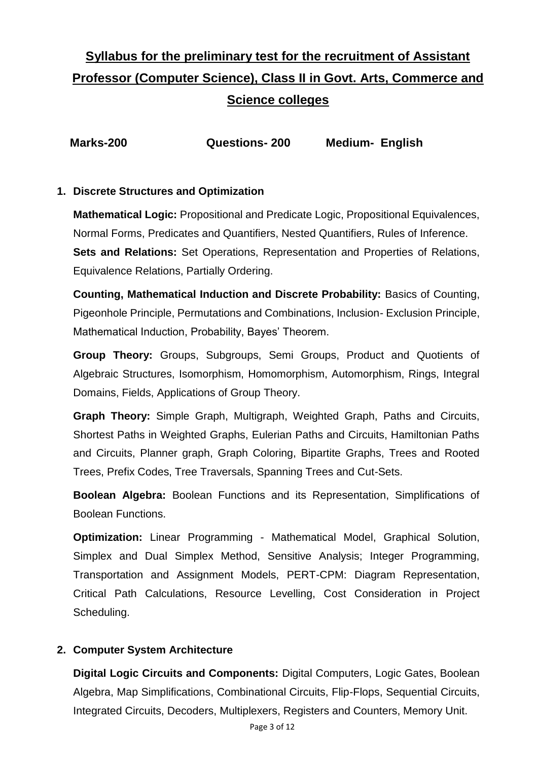# Syllabus for the preliminary test for the recruitment of Assistant Professor (Computer Science), Class II in Govt. Arts, Commerce and Science colleges

**Marks-200** **Questions- 200** **Medium- English**

## 1. Discrete Structures and Optimization

**Mathematical Logic:** Propositional and Predicate Logic, Propositional Equivalences, Normal Forms, Predicates and Quantifiers, Nested Quantifiers, Rules of Inference.

**Sets and Relations:** Set Operations, Representation and Properties of Relations, Equivalence Relations, Partially Ordering.

**Counting, Mathematical Induction and Discrete Probability:** Basics of Counting, Pigeonhole Principle, Permutations and Combinations, Inclusion- Exclusion Principle, Mathematical Induction, Probability, Bayes' Theorem.

**Group Theory:** Groups, Subgroups, Semi Groups, Product and Quotients of Algebraic Structures, Isomorphism, Homomorphism, Automorphism, Rings, Integral Domains, Fields, Applications of Group Theory.

**Graph Theory:** Simple Graph, Multigraph, Weighted Graph, Paths and Circuits, Shortest Paths in Weighted Graphs, Eulerian Paths and Circuits, Hamiltonian Paths and Circuits, Planner graph, Graph Coloring, Bipartite Graphs, Trees and Rooted Trees, Prefix Codes, Tree Traversals, Spanning Trees and Cut-Sets.

**Boolean Algebra:** Boolean Functions and its Representation, Simplifications of Boolean Functions.

**Optimization:** Linear Programming - Mathematical Model, Graphical Solution, Simplex and Dual Simplex Method, Sensitive Analysis; Integer Programming, Transportation and Assignment Models, PERT-CPM: Diagram Representation, Critical Path Calculations, Resource Levelling, Cost Consideration in Project Scheduling.

## 2. Computer System Architecture

**Digital Logic Circuits and Components:** Digital Computers, Logic Gates, Boolean Algebra, Map Simplifications, Combinational Circuits, Flip-Flops, Sequential Circuits, Integrated Circuits, Decoders, Multiplexers, Registers and Counters, Memory Unit.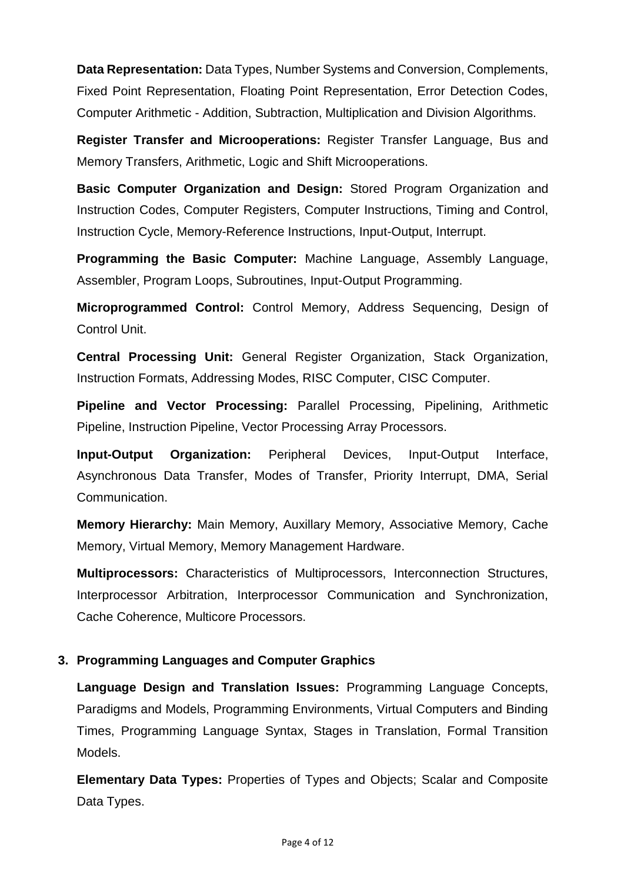**Data Representation:** Data Types, Number Systems and Conversion, Complements, Fixed Point Representation, Floating Point Representation, Error Detection Codes, Computer Arithmetic - Addition, Subtraction, Multiplication and Division Algorithms.

**Register Transfer and Microoperations:** Register Transfer Language, Bus and Memory Transfers, Arithmetic, Logic and Shift Microoperations.

**Basic Computer Organization and Design:** Stored Program Organization and Instruction Codes, Computer Registers, Computer Instructions, Timing and Control, Instruction Cycle, Memory-Reference Instructions, Input-Output, Interrupt.

**Programming the Basic Computer:** Machine Language, Assembly Language, Assembler, Program Loops, Subroutines, Input-Output Programming.

**Microprogrammed Control:** Control Memory, Address Sequencing, Design of Control Unit.

**Central Processing Unit:** General Register Organization, Stack Organization, Instruction Formats, Addressing Modes, RISC Computer, CISC Computer.

**Pipeline and Vector Processing:** Parallel Processing, Pipelining, Arithmetic Pipeline, Instruction Pipeline, Vector Processing Array Processors.

**Input-Output Organization:** Peripheral Devices, Input-Output Interface, Asynchronous Data Transfer, Modes of Transfer, Priority Interrupt, DMA, Serial Communication.

**Memory Hierarchy:** Main Memory, Auxillary Memory, Associative Memory, Cache Memory, Virtual Memory, Memory Management Hardware.

**Multiprocessors:** Characteristics of Multiprocessors, Interconnection Structures, Interprocessor Arbitration, Interprocessor Communication and Synchronization, Cache Coherence, Multicore Processors.

**3. Programming Languages and Computer Graphics**

**Language Design and Translation Issues:** Programming Language Concepts, Paradigms and Models, Programming Environments, Virtual Computers and Binding Times, Programming Language Syntax, Stages in Translation, Formal Transition Models.

**Elementary Data Types:** Properties of Types and Objects; Scalar and Composite Data Types.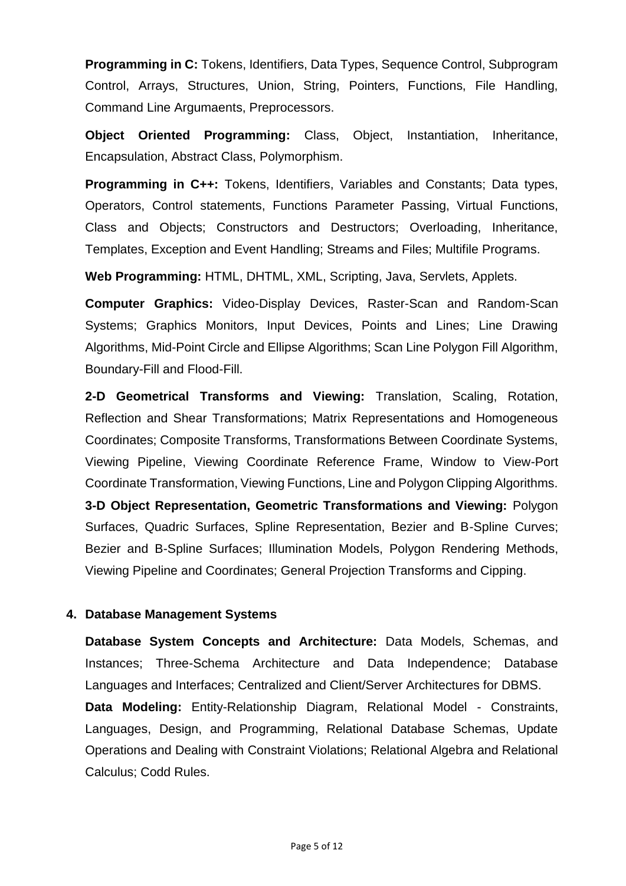**Programming in C:** Tokens, Identifiers, Data Types, Sequence Control, Subprogram Control, Arrays, Structures, Union, String, Pointers, Functions, File Handling, Command Line Argumaents, Preprocessors.

**Object Oriented Programming:** Class, Object, Instantiation, Inheritance, Encapsulation, Abstract Class, Polymorphism.

**Programming in C++:** Tokens, Identifiers, Variables and Constants; Data types, Operators, Control statements, Functions Parameter Passing, Virtual Functions, Class and Objects; Constructors and Destructors; Overloading, Inheritance, Templates, Exception and Event Handling; Streams and Files; Multifile Programs.

**Web Programming:** HTML, DHTML, XML, Scripting, Java, Servlets, Applets.

**Computer Graphics:** Video-Display Devices, Raster-Scan and Random-Scan Systems; Graphics Monitors, Input Devices, Points and Lines; Line Drawing Algorithms, Mid-Point Circle and Ellipse Algorithms; Scan Line Polygon Fill Algorithm, Boundary-Fill and Flood-Fill.

**2-D Geometrical Transforms and Viewing:** Translation, Scaling, Rotation, Reflection and Shear Transformations; Matrix Representations and Homogeneous Coordinates; Composite Transforms, Transformations Between Coordinate Systems, Viewing Pipeline, Viewing Coordinate Reference Frame, Window to View-Port Coordinate Transformation, Viewing Functions, Line and Polygon Clipping Algorithms.

**3-D Object Representation, Geometric Transformations and Viewing:** Polygon Surfaces, Quadric Surfaces, Spline Representation, Bezier and B-Spline Curves; Bezier and B-Spline Surfaces; Illumination Models, Polygon Rendering Methods, Viewing Pipeline and Coordinates; General Projection Transforms and Cipping.

## 4. Database Management Systems

**Database System Concepts and Architecture:** Data Models, Schemas, and Instances; Three-Schema Architecture and Data Independence; Database Languages and Interfaces; Centralized and Client/Server Architectures for DBMS.

**Data Modeling:** Entity-Relationship Diagram, Relational Model - Constraints, Languages, Design, and Programming, Relational Database Schemas, Update Operations and Dealing with Constraint Violations; Relational Algebra and Relational Calculus; Codd Rules.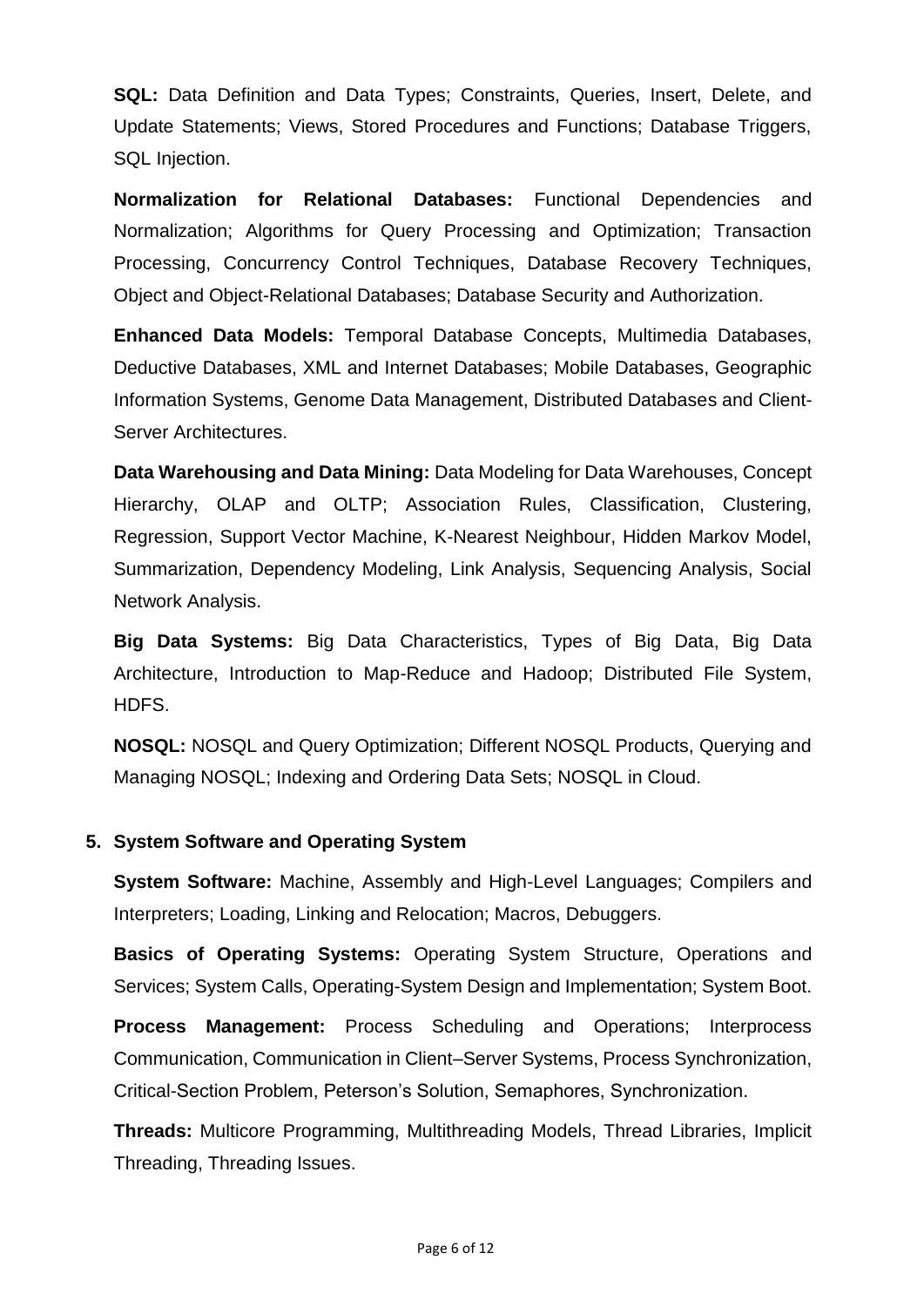**SQL:** Data Definition and Data Types; Constraints, Queries, Insert, Delete, and Update Statements; Views, Stored Procedures and Functions; Database Triggers, SQL Injection.

**Normalization for Relational Databases:** Functional Dependencies and Normalization; Algorithms for Query Processing and Optimization; Transaction Processing, Concurrency Control Techniques, Database Recovery Techniques, Object and Object-Relational Databases; Database Security and Authorization.

**Enhanced Data Models:** Temporal Database Concepts, Multimedia Databases, Deductive Databases, XML and Internet Databases; Mobile Databases, Geographic Information Systems, Genome Data Management, Distributed Databases and Client-Server Architectures.

**Data Warehousing and Data Mining:** Data Modeling for Data Warehouses, Concept Hierarchy, OLAP and OLTP; Association Rules, Classification, Clustering, Regression, Support Vector Machine, K-Nearest Neighbour, Hidden Markov Model, Summarization, Dependency Modeling, Link Analysis, Sequencing Analysis, Social Network Analysis.

**Big Data Systems:** Big Data Characteristics, Types of Big Data, Big Data Architecture, Introduction to Map-Reduce and Hadoop; Distributed File System, HDFS.

**NOSQL:** NOSQL and Query Optimization; Different NOSQL Products, Querying and Managing NOSQL; Indexing and Ordering Data Sets; NOSQL in Cloud.

## 5. System Software and Operating System

**System Software:** Machine, Assembly and High-Level Languages; Compilers and Interpreters; Loading, Linking and Relocation; Macros, Debuggers.

**Basics of Operating Systems:** Operating System Structure, Operations and Services; System Calls, Operating-System Design and Implementation; System Boot.

**Process Management:** Process Scheduling and Operations; Interprocess Communication, Communication in Client–Server Systems, Process Synchronization, Critical-Section Problem, Peterson's Solution, Semaphores, Synchronization.

**Threads:** Multicore Programming, Multithreading Models, Thread Libraries, Implicit Threading, Threading Issues.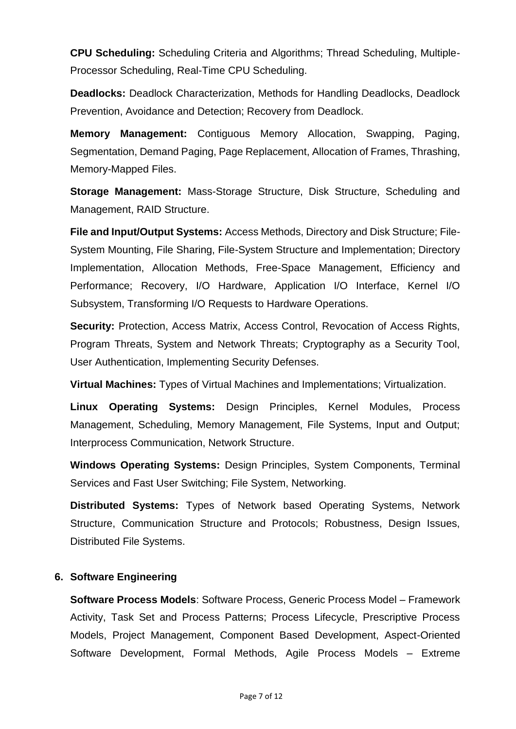**CPU Scheduling:** Scheduling Criteria and Algorithms; Thread Scheduling, Multiple-Processor Scheduling, Real-Time CPU Scheduling.

**Deadlocks:** Deadlock Characterization, Methods for Handling Deadlocks, Deadlock Prevention, Avoidance and Detection; Recovery from Deadlock.

**Memory Management:** Contiguous Memory Allocation, Swapping, Paging, Segmentation, Demand Paging, Page Replacement, Allocation of Frames, Thrashing, Memory-Mapped Files.

**Storage Management:** Mass-Storage Structure, Disk Structure, Scheduling and Management, RAID Structure.

**File and Input/Output Systems:** Access Methods, Directory and Disk Structure; File-System Mounting, File Sharing, File-System Structure and Implementation; Directory Implementation, Allocation Methods, Free-Space Management, Efficiency and Performance; Recovery, I/O Hardware, Application I/O Interface, Kernel I/O Subsystem, Transforming I/O Requests to Hardware Operations.

**Security:** Protection, Access Matrix, Access Control, Revocation of Access Rights, Program Threats, System and Network Threats; Cryptography as a Security Tool, User Authentication, Implementing Security Defenses.

**Virtual Machines:** Types of Virtual Machines and Implementations; Virtualization.

**Linux Operating Systems:** Design Principles, Kernel Modules, Process Management, Scheduling, Memory Management, File Systems, Input and Output; Interprocess Communication, Network Structure.

**Windows Operating Systems:** Design Principles, System Components, Terminal Services and Fast User Switching; File System, Networking.

**Distributed Systems:** Types of Network based Operating Systems, Network Structure, Communication Structure and Protocols; Robustness, Design Issues, Distributed File Systems.

## 6. Software Engineering

**Software Process Models**: Software Process, Generic Process Model – Framework Activity, Task Set and Process Patterns; Process Lifecycle, Prescriptive Process Models, Project Management, Component Based Development, Aspect-Oriented Software Development, Formal Methods, Agile Process Models – Extreme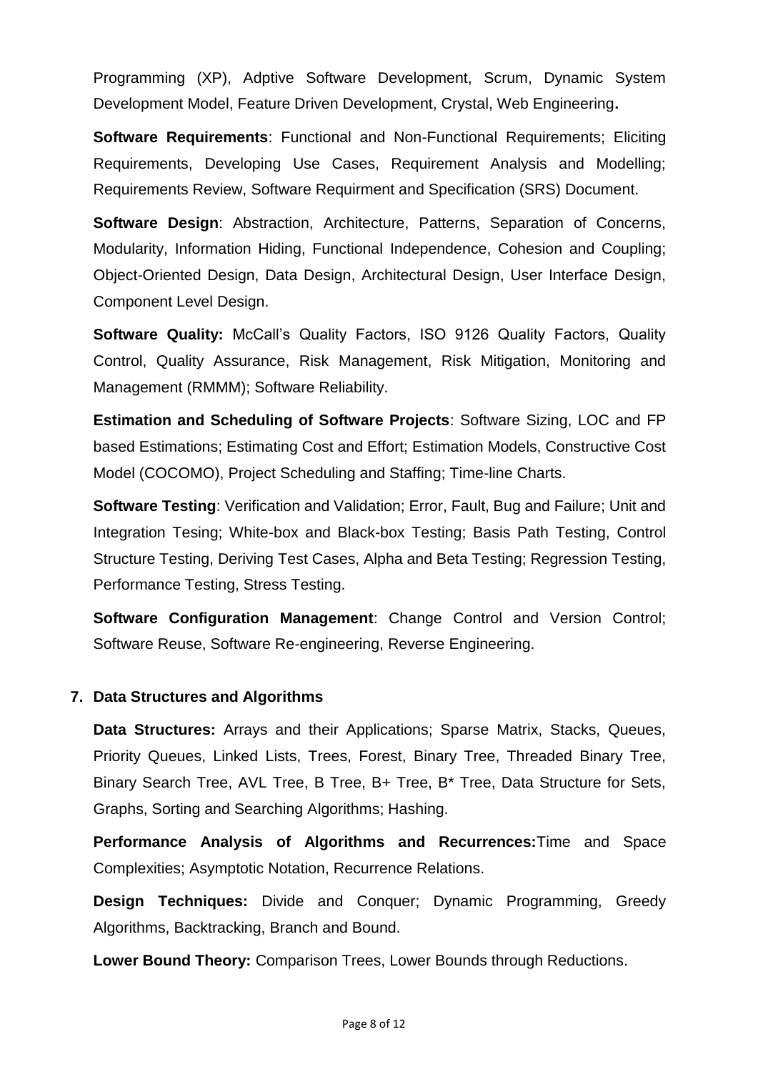Programming (XP), Adptive Software Development, Scrum, Dynamic System Development Model, Feature Driven Development, Crystal, Web Engineering**.**

**Software Requirements**: Functional and Non-Functional Requirements; Eliciting Requirements, Developing Use Cases, Requirement Analysis and Modelling; Requirements Review, Software Requirment and Specification (SRS) Document.

**Software Design**: Abstraction, Architecture, Patterns, Separation of Concerns, Modularity, Information Hiding, Functional Independence, Cohesion and Coupling; Object-Oriented Design, Data Design, Architectural Design, User Interface Design, Component Level Design.

**Software Quality:** McCall's Quality Factors, ISO 9126 Quality Factors, Quality Control, Quality Assurance, Risk Management, Risk Mitigation, Monitoring and Management (RMMM); Software Reliability.

**Estimation and Scheduling of Software Projects**: Software Sizing, LOC and FP based Estimations; Estimating Cost and Effort; Estimation Models, Constructive Cost Model (COCOMO), Project Scheduling and Staffing; Time-line Charts.

**Software Testing**: Verification and Validation; Error, Fault, Bug and Failure; Unit and Integration Tesing; White-box and Black-box Testing; Basis Path Testing, Control Structure Testing, Deriving Test Cases, Alpha and Beta Testing; Regression Testing, Performance Testing, Stress Testing.

**Software Configuration Management**: Change Control and Version Control; Software Reuse, Software Re-engineering, Reverse Engineering.

## 7. Data Structures and Algorithms

**Data Structures:** Arrays and their Applications; Sparse Matrix, Stacks, Queues, Priority Queues, Linked Lists, Trees, Forest, Binary Tree, Threaded Binary Tree, Binary Search Tree, AVL Tree, B Tree, B+ Tree, B* Tree, Data Structure for Sets, Graphs, Sorting and Searching Algorithms; Hashing.

**Performance Analysis of Algorithms and Recurrences:**Time and Space Complexities; Asymptotic Notation, Recurrence Relations.

**Design Techniques:** Divide and Conquer; Dynamic Programming, Greedy Algorithms, Backtracking, Branch and Bound.

**Lower Bound Theory:** Comparison Trees, Lower Bounds through Reductions.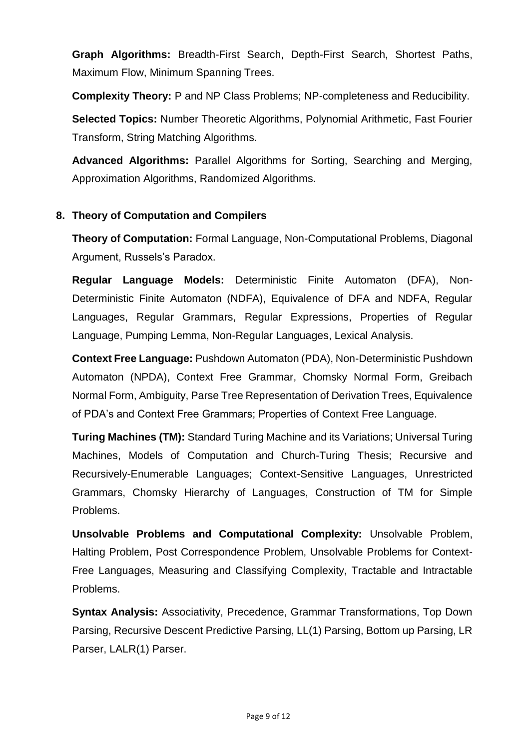**Graph Algorithms:** Breadth-First Search, Depth-First Search, Shortest Paths, Maximum Flow, Minimum Spanning Trees.

**Complexity Theory:** P and NP Class Problems; NP-completeness and Reducibility.

**Selected Topics:** Number Theoretic Algorithms, Polynomial Arithmetic, Fast Fourier Transform, String Matching Algorithms.

**Advanced Algorithms:** Parallel Algorithms for Sorting, Searching and Merging, Approximation Algorithms, Randomized Algorithms.

## 8. Theory of Computation and Compilers

**Theory of Computation:** Formal Language, Non-Computational Problems, Diagonal Argument, Russels's Paradox.

**Regular Language Models:** Deterministic Finite Automaton (DFA), Non-Deterministic Finite Automaton (NDFA), Equivalence of DFA and NDFA, Regular Languages, Regular Grammars, Regular Expressions, Properties of Regular Language, Pumping Lemma, Non-Regular Languages, Lexical Analysis.

**Context Free Language:** Pushdown Automaton (PDA), Non-Deterministic Pushdown Automaton (NPDA), Context Free Grammar, Chomsky Normal Form, Greibach Normal Form, Ambiguity, Parse Tree Representation of Derivation Trees, Equivalence of PDA's and Context Free Grammars; Properties of Context Free Language.

**Turing Machines (TM):** Standard Turing Machine and its Variations; Universal Turing Machines, Models of Computation and Church-Turing Thesis; Recursive and Recursively-Enumerable Languages; Context-Sensitive Languages, Unrestricted Grammars, Chomsky Hierarchy of Languages, Construction of TM for Simple Problems.

**Unsolvable Problems and Computational Complexity:** Unsolvable Problem, Halting Problem, Post Correspondence Problem, Unsolvable Problems for Context-Free Languages, Measuring and Classifying Complexity, Tractable and Intractable Problems.

**Syntax Analysis:** Associativity, Precedence, Grammar Transformations, Top Down Parsing, Recursive Descent Predictive Parsing, LL(1) Parsing, Bottom up Parsing, LR Parser, LALR(1) Parser.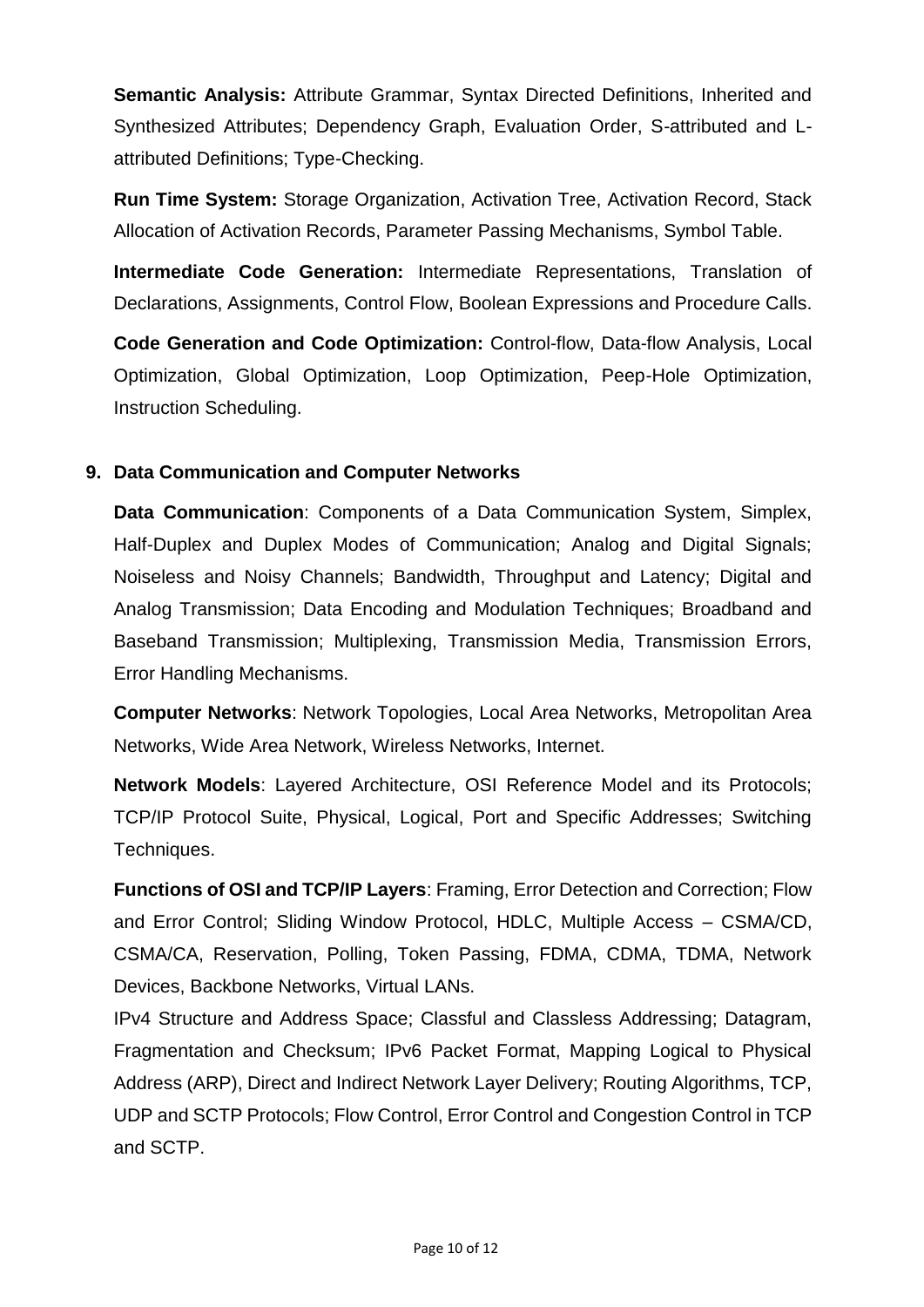**Semantic Analysis:** Attribute Grammar, Syntax Directed Definitions, Inherited and Synthesized Attributes; Dependency Graph, Evaluation Order, S-attributed and L-attributed Definitions; Type-Checking.

**Run Time System:** Storage Organization, Activation Tree, Activation Record, Stack Allocation of Activation Records, Parameter Passing Mechanisms, Symbol Table.

**Intermediate Code Generation:** Intermediate Representations, Translation of Declarations, Assignments, Control Flow, Boolean Expressions and Procedure Calls.

**Code Generation and Code Optimization:** Control-flow, Data-flow Analysis, Local Optimization, Global Optimization, Loop Optimization, Peep-Hole Optimization, Instruction Scheduling.

## 9. Data Communication and Computer Networks

**Data Communication**: Components of a Data Communication System, Simplex, Half-Duplex and Duplex Modes of Communication; Analog and Digital Signals; Noiseless and Noisy Channels; Bandwidth, Throughput and Latency; Digital and Analog Transmission; Data Encoding and Modulation Techniques; Broadband and Baseband Transmission; Multiplexing, Transmission Media, Transmission Errors, Error Handling Mechanisms.

**Computer Networks**: Network Topologies, Local Area Networks, Metropolitan Area Networks, Wide Area Network, Wireless Networks, Internet.

**Network Models**: Layered Architecture, OSI Reference Model and its Protocols; TCP/IP Protocol Suite, Physical, Logical, Port and Specific Addresses; Switching Techniques.

**Functions of OSI and TCP/IP Layers**: Framing, Error Detection and Correction; Flow and Error Control; Sliding Window Protocol, HDLC, Multiple Access – CSMA/CD, CSMA/CA, Reservation, Polling, Token Passing, FDMA, CDMA, TDMA, Network Devices, Backbone Networks, Virtual LANs.

IPv4 Structure and Address Space; Classful and Classless Addressing; Datagram, Fragmentation and Checksum; IPv6 Packet Format, Mapping Logical to Physical Address (ARP), Direct and Indirect Network Layer Delivery; Routing Algorithms, TCP, UDP and SCTP Protocols; Flow Control, Error Control and Congestion Control in TCP and SCTP.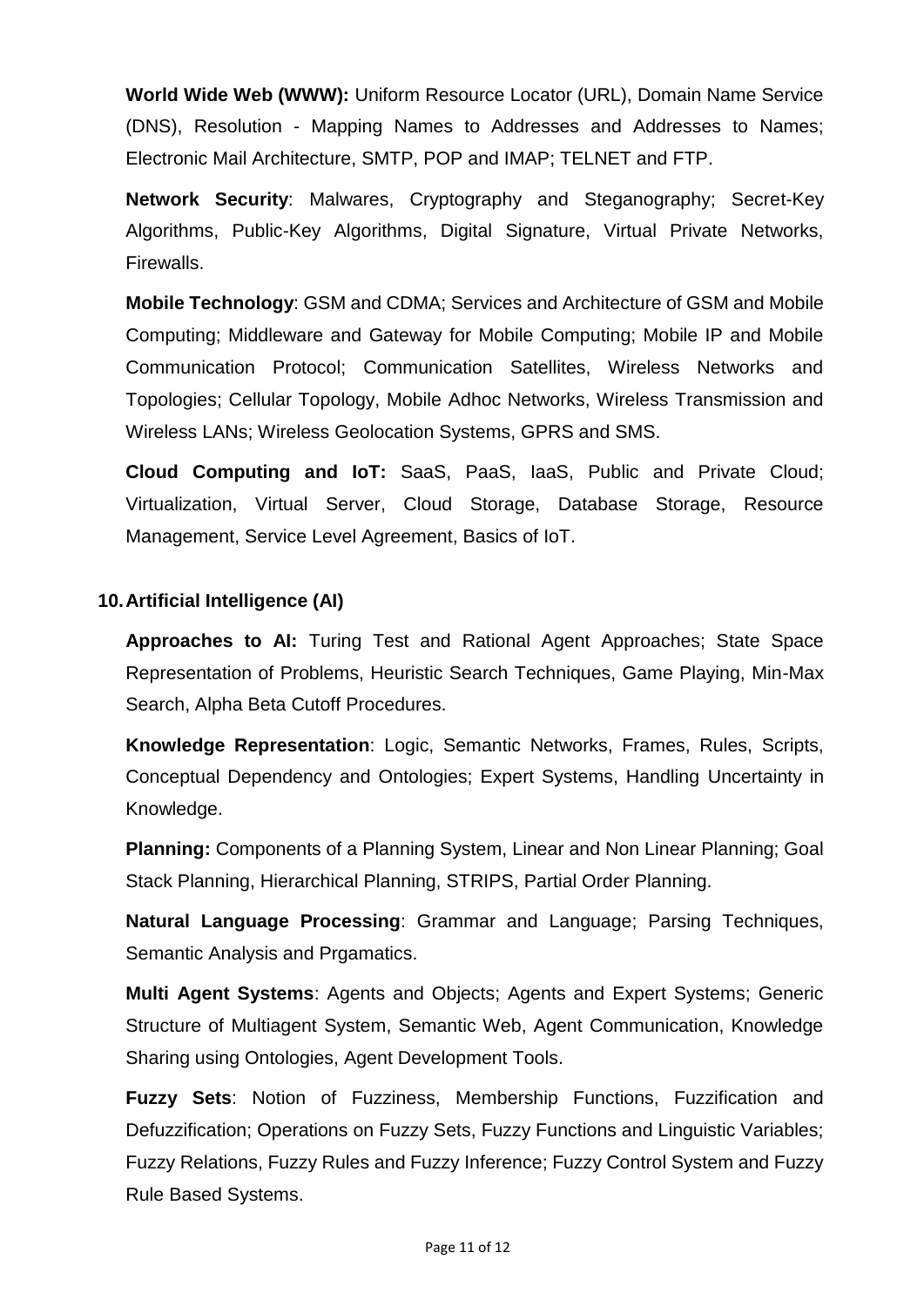**World Wide Web (WWW):** Uniform Resource Locator (URL), Domain Name Service (DNS), Resolution - Mapping Names to Addresses and Addresses to Names; Electronic Mail Architecture, SMTP, POP and IMAP; TELNET and FTP.

**Network Security**: Malwares, Cryptography and Steganography; Secret-Key Algorithms, Public-Key Algorithms, Digital Signature, Virtual Private Networks, Firewalls.

**Mobile Technology**: GSM and CDMA; Services and Architecture of GSM and Mobile Computing; Middleware and Gateway for Mobile Computing; Mobile IP and Mobile Communication Protocol; Communication Satellites, Wireless Networks and Topologies; Cellular Topology, Mobile Adhoc Networks, Wireless Transmission and Wireless LANs; Wireless Geolocation Systems, GPRS and SMS.

**Cloud Computing and IoT:** SaaS, PaaS, IaaS, Public and Private Cloud; Virtualization, Virtual Server, Cloud Storage, Database Storage, Resource Management, Service Level Agreement, Basics of IoT.

## 10. Artificial Intelligence (AI)

**Approaches to AI:** Turing Test and Rational Agent Approaches; State Space Representation of Problems, Heuristic Search Techniques, Game Playing, Min-Max Search, Alpha Beta Cutoff Procedures.

**Knowledge Representation**: Logic, Semantic Networks, Frames, Rules, Scripts, Conceptual Dependency and Ontologies; Expert Systems, Handling Uncertainty in Knowledge.

**Planning:** Components of a Planning System, Linear and Non Linear Planning; Goal Stack Planning, Hierarchical Planning, STRIPS, Partial Order Planning.

**Natural Language Processing**: Grammar and Language; Parsing Techniques, Semantic Analysis and Prgamatics.

**Multi Agent Systems**: Agents and Objects; Agents and Expert Systems; Generic Structure of Multiagent System, Semantic Web, Agent Communication, Knowledge Sharing using Ontologies, Agent Development Tools.

**Fuzzy Sets**: Notion of Fuzziness, Membership Functions, Fuzzification and Defuzzification; Operations on Fuzzy Sets, Fuzzy Functions and Linguistic Variables; Fuzzy Relations, Fuzzy Rules and Fuzzy Inference; Fuzzy Control System and Fuzzy Rule Based Systems.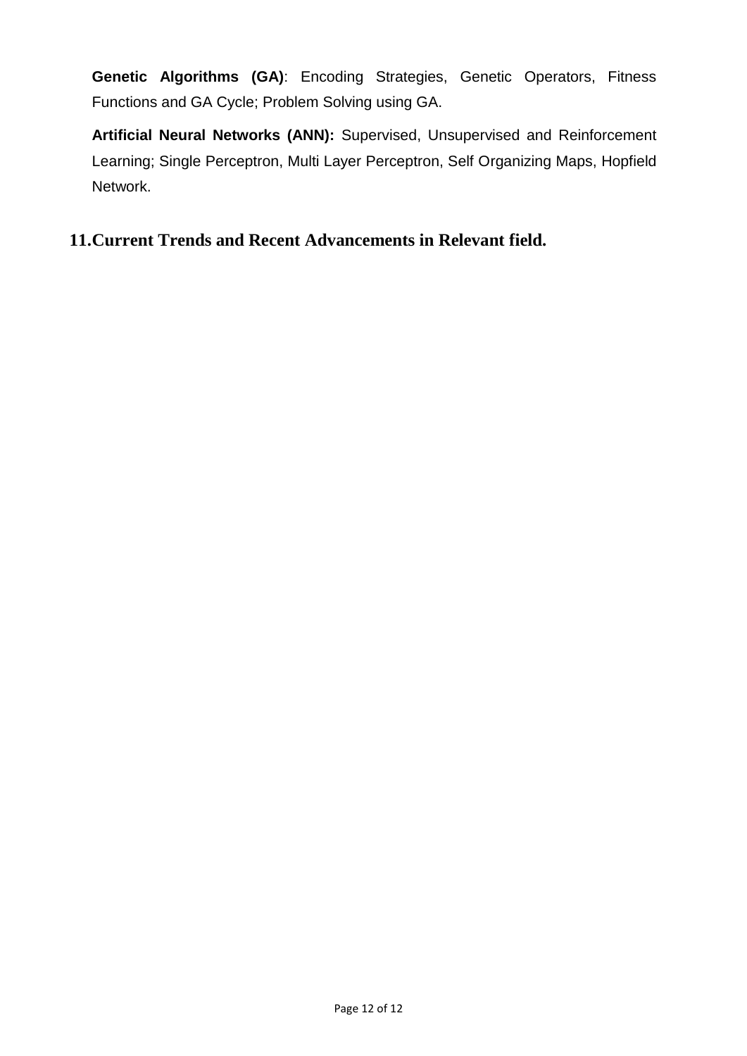**Genetic Algorithms (GA)**: Encoding Strategies, Genetic Operators, Fitness Functions and GA Cycle; Problem Solving using GA.

**Artificial Neural Networks (ANN):** Supervised, Unsupervised and Reinforcement Learning; Single Perceptron, Multi Layer Perceptron, Self Organizing Maps, Hopfield Network.

## 11. Current Trends and Recent Advancements in Relevant field.